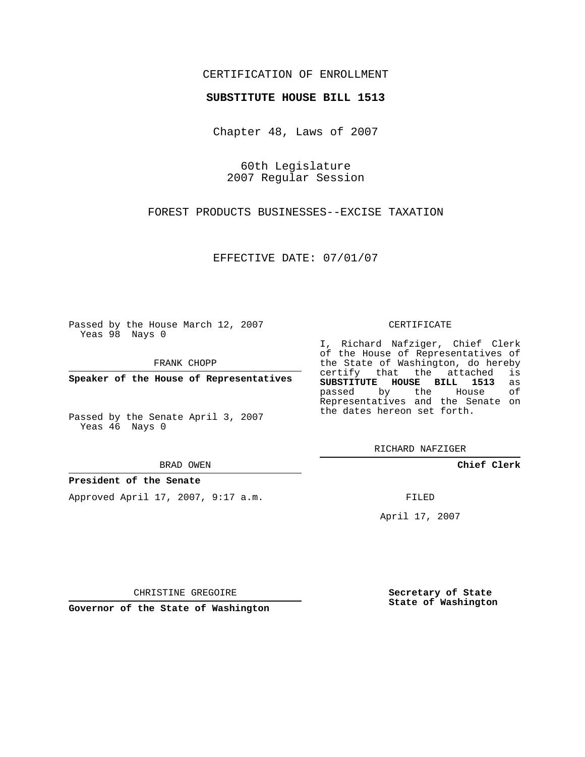CERTIFICATION OF ENROLLMENT

**SUBSTITUTE HOUSE BILL 1513**

Chapter 48, Laws of 2007

60th Legislature
2007 Regular Session

FOREST PRODUCTS BUSINESSES--EXCISE TAXATION

EFFECTIVE DATE: 07/01/07

Passed by the House March 12, 2007
Yeas 98 Nays 0

FRANK CHOPP

**Speaker of the House of Representatives**

Passed by the Senate April 3, 2007
Yeas 46 Nays 0

BRAD OWEN

**President of the Senate**

Approved April 17, 2007, 9:17 a.m.

CHRISTINE GREGOIRE

**Governor of the State of Washington**

CERTIFICATE

I, Richard Nafziger, Chief Clerk of the House of Representatives of the State of Washington, do hereby certify that the attached is **SUBSTITUTE HOUSE BILL 1513** as passed by the House of Representatives and the Senate on the dates hereon set forth.

RICHARD NAFZIGER

**Chief Clerk**

FILED

April 17, 2007

**Secretary of State
State of Washington**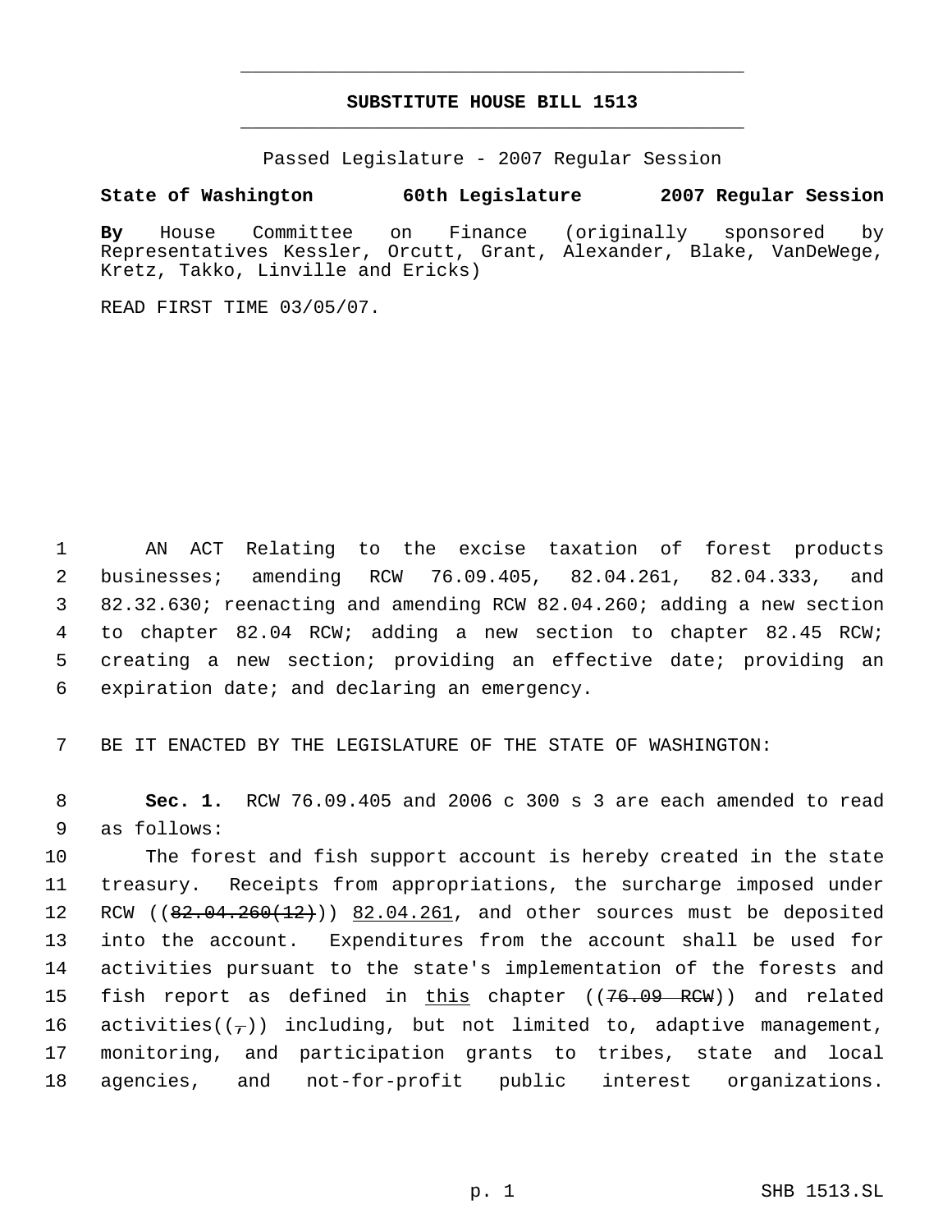# SUBSTITUTE HOUSE BILL 1513

Passed Legislature - 2007 Regular Session

**State of Washington 60th Legislature 2007 Regular Session**

**By** House Committee on Finance (originally sponsored by Representatives Kessler, Orcutt, Grant, Alexander, Blake, VanDeWege, Kretz, Takko, Linville and Ericks)

READ FIRST TIME 03/05/07.

1 AN ACT Relating to the excise taxation of forest products
2 businesses; amending RCW 76.09.405, 82.04.261, 82.04.333, and
3 82.32.630; reenacting and amending RCW 82.04.260; adding a new section
4 to chapter 82.04 RCW; adding a new section to chapter 82.45 RCW;
5 creating a new section; providing an effective date; providing an
6 expiration date; and declaring an emergency.

7 BE IT ENACTED BY THE LEGISLATURE OF THE STATE OF WASHINGTON:

8 **Sec. 1.** RCW 76.09.405 and 2006 c 300 s 3 are each amended to read
9 as follows:
10 The forest and fish support account is hereby created in the state
11 treasury. Receipts from appropriations, the surcharge imposed under
12 RCW ((~~82.04.260(12)~~)) <u>82.04.261</u>, and other sources must be deposited
13 into the account. Expenditures from the account shall be used for
14 activities pursuant to the state's implementation of the forests and
15 fish report as defined in <u>this</u> chapter ((~~76.09 RCW~~)) and related
16 activities((~~,~~)) including, but not limited to, adaptive management,
17 monitoring, and participation grants to tribes, state and local
18 agencies, and not-for-profit public interest organizations.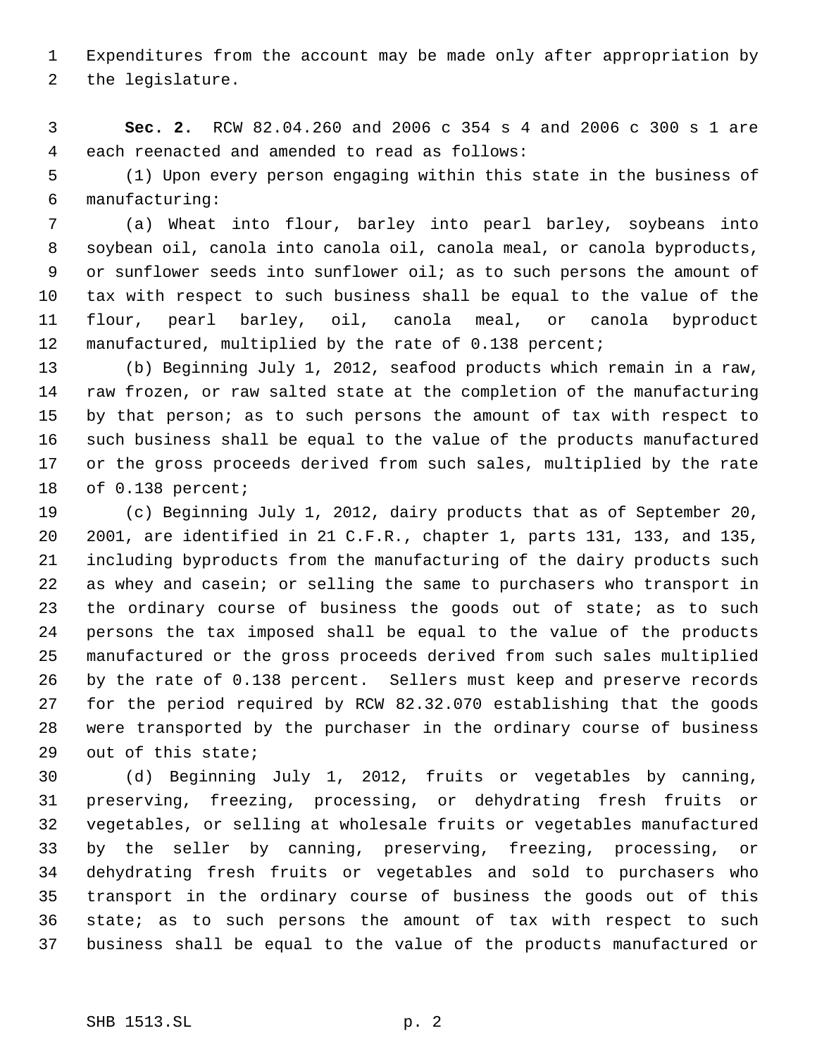Expenditures from the account may be made only after appropriation by the legislature.

**Sec. 2.** RCW 82.04.260 and 2006 c 354 s 4 and 2006 c 300 s 1 are each reenacted and amended to read as follows:

(1) Upon every person engaging within this state in the business of manufacturing:

(a) Wheat into flour, barley into pearl barley, soybeans into soybean oil, canola into canola oil, canola meal, or canola byproducts, or sunflower seeds into sunflower oil; as to such persons the amount of tax with respect to such business shall be equal to the value of the flour, pearl barley, oil, canola meal, or canola byproduct manufactured, multiplied by the rate of 0.138 percent;

(b) Beginning July 1, 2012, seafood products which remain in a raw, raw frozen, or raw salted state at the completion of the manufacturing by that person; as to such persons the amount of tax with respect to such business shall be equal to the value of the products manufactured or the gross proceeds derived from such sales, multiplied by the rate of 0.138 percent;

(c) Beginning July 1, 2012, dairy products that as of September 20, 2001, are identified in 21 C.F.R., chapter 1, parts 131, 133, and 135, including byproducts from the manufacturing of the dairy products such as whey and casein; or selling the same to purchasers who transport in the ordinary course of business the goods out of state; as to such persons the tax imposed shall be equal to the value of the products manufactured or the gross proceeds derived from such sales multiplied by the rate of 0.138 percent. Sellers must keep and preserve records for the period required by RCW 82.32.070 establishing that the goods were transported by the purchaser in the ordinary course of business out of this state;

(d) Beginning July 1, 2012, fruits or vegetables by canning, preserving, freezing, processing, or dehydrating fresh fruits or vegetables, or selling at wholesale fruits or vegetables manufactured by the seller by canning, preserving, freezing, processing, or dehydrating fresh fruits or vegetables and sold to purchasers who transport in the ordinary course of business the goods out of this state; as to such persons the amount of tax with respect to such business shall be equal to the value of the products manufactured or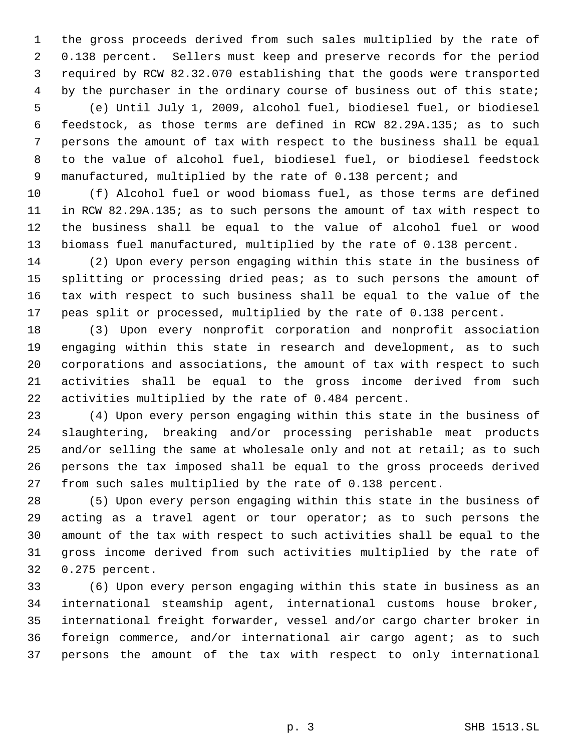the gross proceeds derived from such sales multiplied by the rate of 0.138 percent. Sellers must keep and preserve records for the period required by RCW 82.32.070 establishing that the goods were transported by the purchaser in the ordinary course of business out of this state;

(e) Until July 1, 2009, alcohol fuel, biodiesel fuel, or biodiesel feedstock, as those terms are defined in RCW 82.29A.135; as to such persons the amount of tax with respect to the business shall be equal to the value of alcohol fuel, biodiesel fuel, or biodiesel feedstock manufactured, multiplied by the rate of 0.138 percent; and

(f) Alcohol fuel or wood biomass fuel, as those terms are defined in RCW 82.29A.135; as to such persons the amount of tax with respect to the business shall be equal to the value of alcohol fuel or wood biomass fuel manufactured, multiplied by the rate of 0.138 percent.

(2) Upon every person engaging within this state in the business of splitting or processing dried peas; as to such persons the amount of tax with respect to such business shall be equal to the value of the peas split or processed, multiplied by the rate of 0.138 percent.

(3) Upon every nonprofit corporation and nonprofit association engaging within this state in research and development, as to such corporations and associations, the amount of tax with respect to such activities shall be equal to the gross income derived from such activities multiplied by the rate of 0.484 percent.

(4) Upon every person engaging within this state in the business of slaughtering, breaking and/or processing perishable meat products and/or selling the same at wholesale only and not at retail; as to such persons the tax imposed shall be equal to the gross proceeds derived from such sales multiplied by the rate of 0.138 percent.

(5) Upon every person engaging within this state in the business of acting as a travel agent or tour operator; as to such persons the amount of the tax with respect to such activities shall be equal to the gross income derived from such activities multiplied by the rate of 0.275 percent.

(6) Upon every person engaging within this state in business as an international steamship agent, international customs house broker, international freight forwarder, vessel and/or cargo charter broker in foreign commerce, and/or international air cargo agent; as to such persons the amount of the tax with respect to only international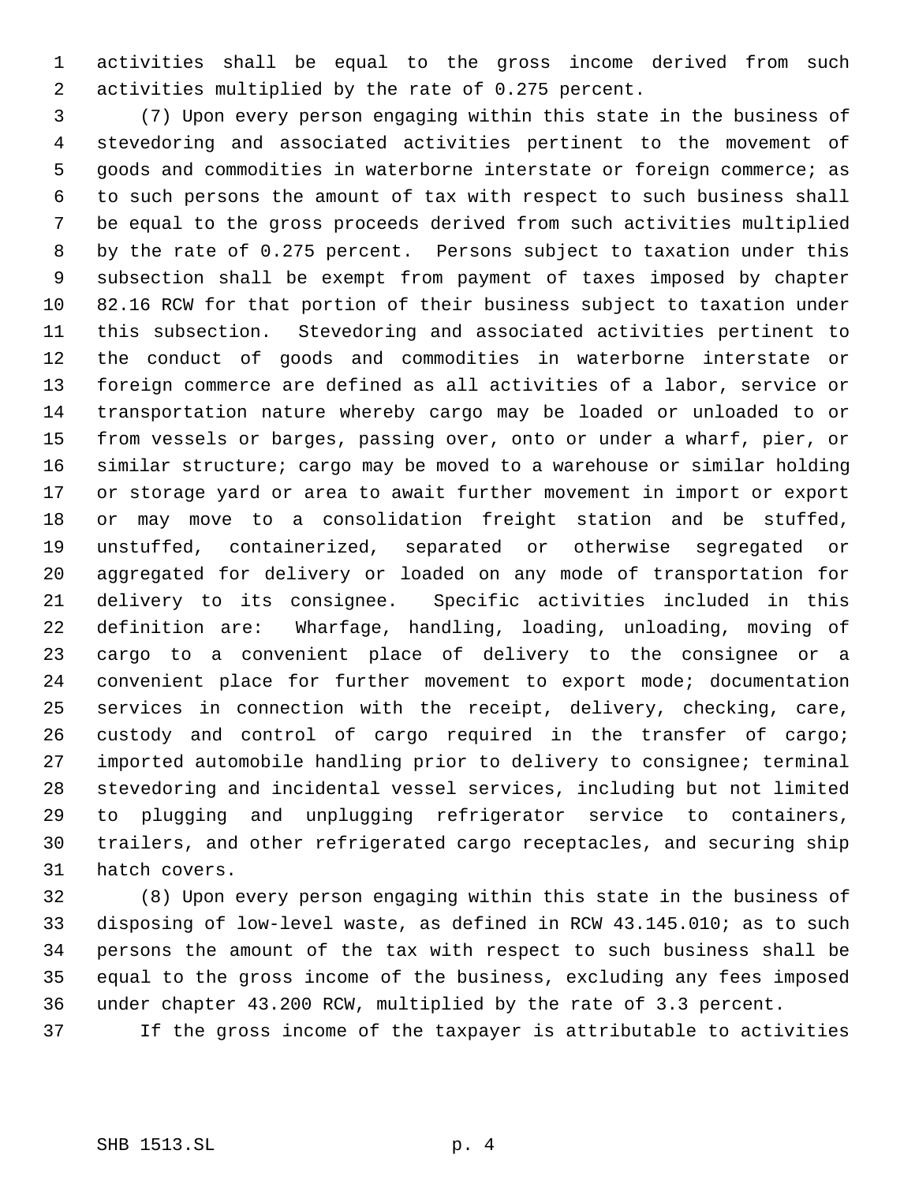activities shall be equal to the gross income derived from such activities multiplied by the rate of 0.275 percent.

(7) Upon every person engaging within this state in the business of stevedoring and associated activities pertinent to the movement of goods and commodities in waterborne interstate or foreign commerce; as to such persons the amount of tax with respect to such business shall be equal to the gross proceeds derived from such activities multiplied by the rate of 0.275 percent. Persons subject to taxation under this subsection shall be exempt from payment of taxes imposed by chapter 82.16 RCW for that portion of their business subject to taxation under this subsection. Stevedoring and associated activities pertinent to the conduct of goods and commodities in waterborne interstate or foreign commerce are defined as all activities of a labor, service or transportation nature whereby cargo may be loaded or unloaded to or from vessels or barges, passing over, onto or under a wharf, pier, or similar structure; cargo may be moved to a warehouse or similar holding or storage yard or area to await further movement in import or export or may move to a consolidation freight station and be stuffed, unstuffed, containerized, separated or otherwise segregated or aggregated for delivery or loaded on any mode of transportation for delivery to its consignee. Specific activities included in this definition are: Wharfage, handling, loading, unloading, moving of cargo to a convenient place of delivery to the consignee or a convenient place for further movement to export mode; documentation services in connection with the receipt, delivery, checking, care, custody and control of cargo required in the transfer of cargo; imported automobile handling prior to delivery to consignee; terminal stevedoring and incidental vessel services, including but not limited to plugging and unplugging refrigerator service to containers, trailers, and other refrigerated cargo receptacles, and securing ship hatch covers.

(8) Upon every person engaging within this state in the business of disposing of low-level waste, as defined in RCW 43.145.010; as to such persons the amount of the tax with respect to such business shall be equal to the gross income of the business, excluding any fees imposed under chapter 43.200 RCW, multiplied by the rate of 3.3 percent.

If the gross income of the taxpayer is attributable to activities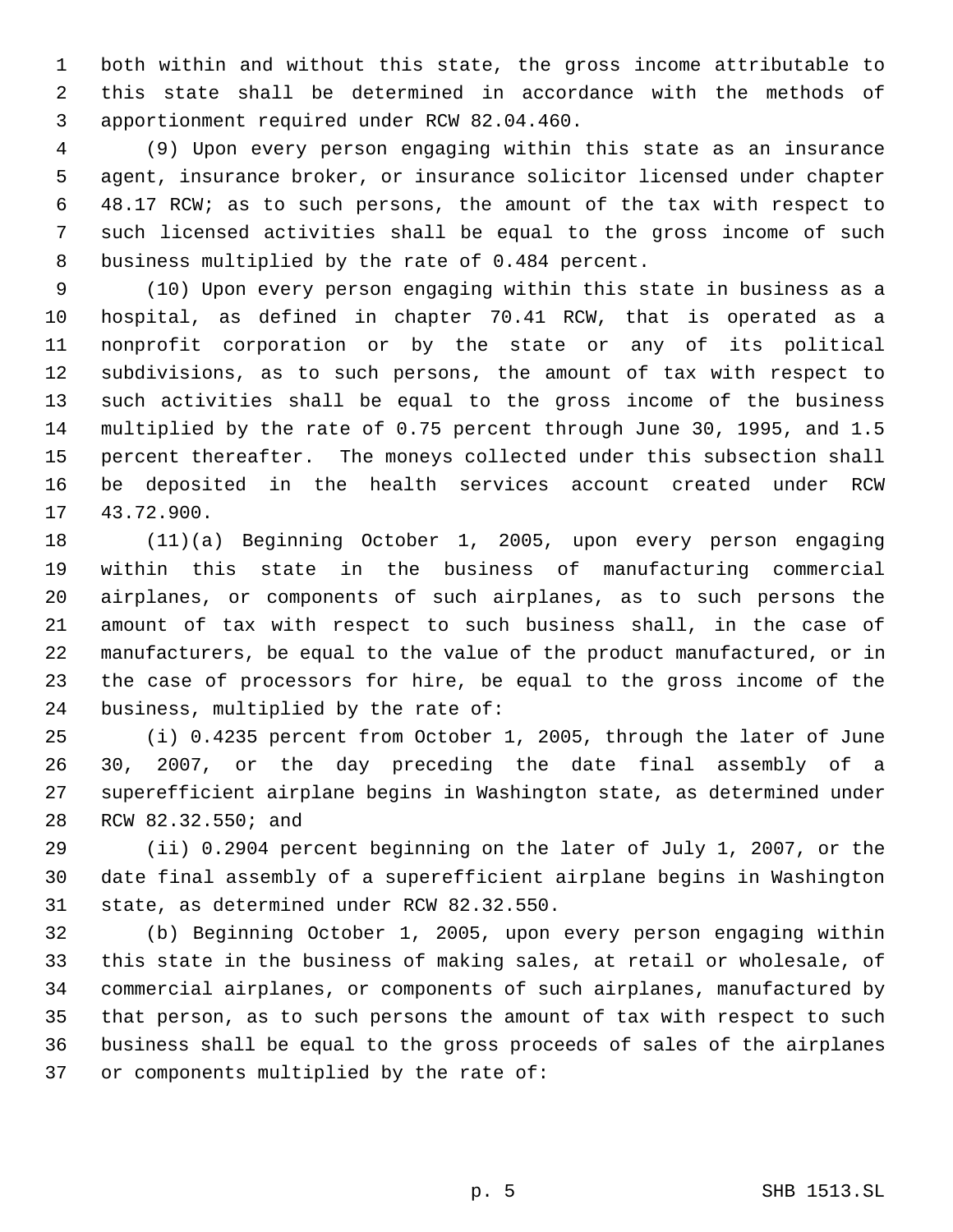both within and without this state, the gross income attributable to this state shall be determined in accordance with the methods of apportionment required under RCW 82.04.460.

(9) Upon every person engaging within this state as an insurance agent, insurance broker, or insurance solicitor licensed under chapter 48.17 RCW; as to such persons, the amount of the tax with respect to such licensed activities shall be equal to the gross income of such business multiplied by the rate of 0.484 percent.

(10) Upon every person engaging within this state in business as a hospital, as defined in chapter 70.41 RCW, that is operated as a nonprofit corporation or by the state or any of its political subdivisions, as to such persons, the amount of tax with respect to such activities shall be equal to the gross income of the business multiplied by the rate of 0.75 percent through June 30, 1995, and 1.5 percent thereafter. The moneys collected under this subsection shall be deposited in the health services account created under RCW 43.72.900.

(11)(a) Beginning October 1, 2005, upon every person engaging within this state in the business of manufacturing commercial airplanes, or components of such airplanes, as to such persons the amount of tax with respect to such business shall, in the case of manufacturers, be equal to the value of the product manufactured, or in the case of processors for hire, be equal to the gross income of the business, multiplied by the rate of:

(i) 0.4235 percent from October 1, 2005, through the later of June 30, 2007, or the day preceding the date final assembly of a superefficient airplane begins in Washington state, as determined under RCW 82.32.550; and

(ii) 0.2904 percent beginning on the later of July 1, 2007, or the date final assembly of a superefficient airplane begins in Washington state, as determined under RCW 82.32.550.

(b) Beginning October 1, 2005, upon every person engaging within this state in the business of making sales, at retail or wholesale, of commercial airplanes, or components of such airplanes, manufactured by that person, as to such persons the amount of tax with respect to such business shall be equal to the gross proceeds of sales of the airplanes or components multiplied by the rate of: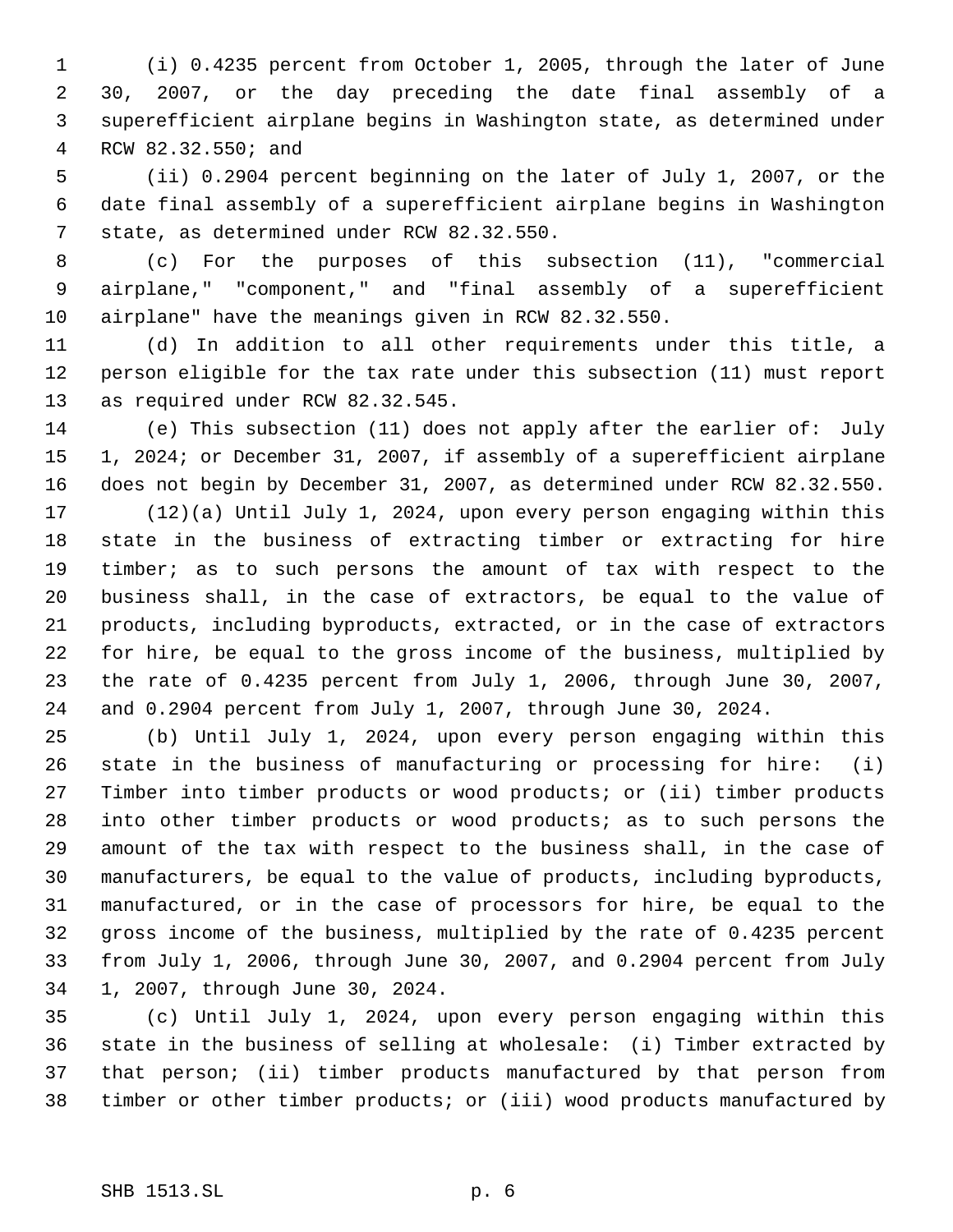(i) 0.4235 percent from October 1, 2005, through the later of June 30, 2007, or the day preceding the date final assembly of a superefficient airplane begins in Washington state, as determined under RCW 82.32.550; and

(ii) 0.2904 percent beginning on the later of July 1, 2007, or the date final assembly of a superefficient airplane begins in Washington state, as determined under RCW 82.32.550.

(c) For the purposes of this subsection (11), "commercial airplane," "component," and "final assembly of a superefficient airplane" have the meanings given in RCW 82.32.550.

(d) In addition to all other requirements under this title, a person eligible for the tax rate under this subsection (11) must report as required under RCW 82.32.545.

(e) This subsection (11) does not apply after the earlier of: July 1, 2024; or December 31, 2007, if assembly of a superefficient airplane does not begin by December 31, 2007, as determined under RCW 82.32.550.

(12)(a) Until July 1, 2024, upon every person engaging within this state in the business of extracting timber or extracting for hire timber; as to such persons the amount of tax with respect to the business shall, in the case of extractors, be equal to the value of products, including byproducts, extracted, or in the case of extractors for hire, be equal to the gross income of the business, multiplied by the rate of 0.4235 percent from July 1, 2006, through June 30, 2007, and 0.2904 percent from July 1, 2007, through June 30, 2024.

(b) Until July 1, 2024, upon every person engaging within this state in the business of manufacturing or processing for hire: (i) Timber into timber products or wood products; or (ii) timber products into other timber products or wood products; as to such persons the amount of the tax with respect to the business shall, in the case of manufacturers, be equal to the value of products, including byproducts, manufactured, or in the case of processors for hire, be equal to the gross income of the business, multiplied by the rate of 0.4235 percent from July 1, 2006, through June 30, 2007, and 0.2904 percent from July 1, 2007, through June 30, 2024.

(c) Until July 1, 2024, upon every person engaging within this state in the business of selling at wholesale: (i) Timber extracted by that person; (ii) timber products manufactured by that person from timber or other timber products; or (iii) wood products manufactured by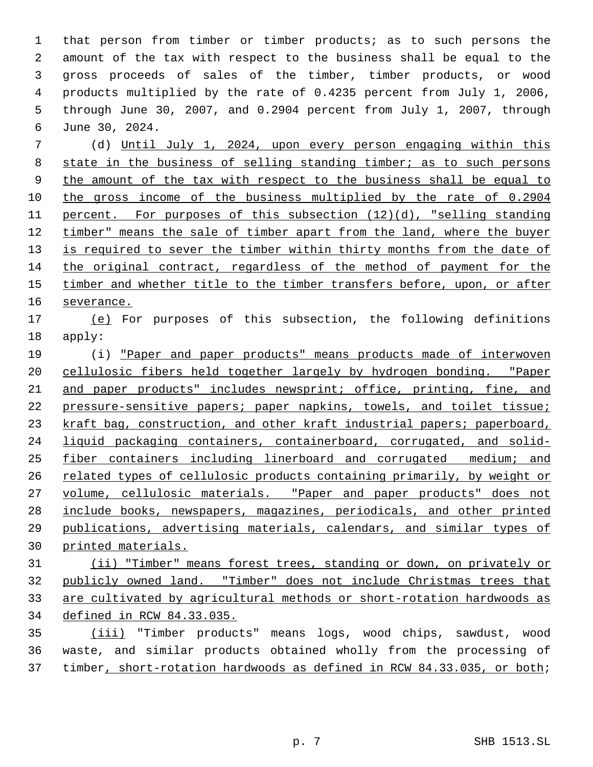that person from timber or timber products; as to such persons the amount of the tax with respect to the business shall be equal to the gross proceeds of sales of the timber, timber products, or wood products multiplied by the rate of 0.4235 percent from July 1, 2006, through June 30, 2007, and 0.2904 percent from July 1, 2007, through June 30, 2024.

(d) Until July 1, 2024, upon every person engaging within this state in the business of selling standing timber; as to such persons the amount of the tax with respect to the business shall be equal to the gross income of the business multiplied by the rate of 0.2904 percent. For purposes of this subsection (12)(d), "selling standing timber" means the sale of timber apart from the land, where the buyer is required to sever the timber within thirty months from the date of the original contract, regardless of the method of payment for the timber and whether title to the timber transfers before, upon, or after severance.

(e) For purposes of this subsection, the following definitions apply:

(i) "Paper and paper products" means products made of interwoven cellulosic fibers held together largely by hydrogen bonding. "Paper and paper products" includes newsprint; office, printing, fine, and pressure-sensitive papers; paper napkins, towels, and toilet tissue; kraft bag, construction, and other kraft industrial papers; paperboard, liquid packaging containers, containerboard, corrugated, and solid-fiber containers including linerboard and corrugated medium; and related types of cellulosic products containing primarily, by weight or volume, cellulosic materials. "Paper and paper products" does not include books, newspapers, magazines, periodicals, and other printed publications, advertising materials, calendars, and similar types of printed materials.

(ii) "Timber" means forest trees, standing or down, on privately or publicly owned land. "Timber" does not include Christmas trees that are cultivated by agricultural methods or short-rotation hardwoods as defined in RCW 84.33.035.

(iii) "Timber products" means logs, wood chips, sawdust, wood waste, and similar products obtained wholly from the processing of timber, short-rotation hardwoods as defined in RCW 84.33.035, or both;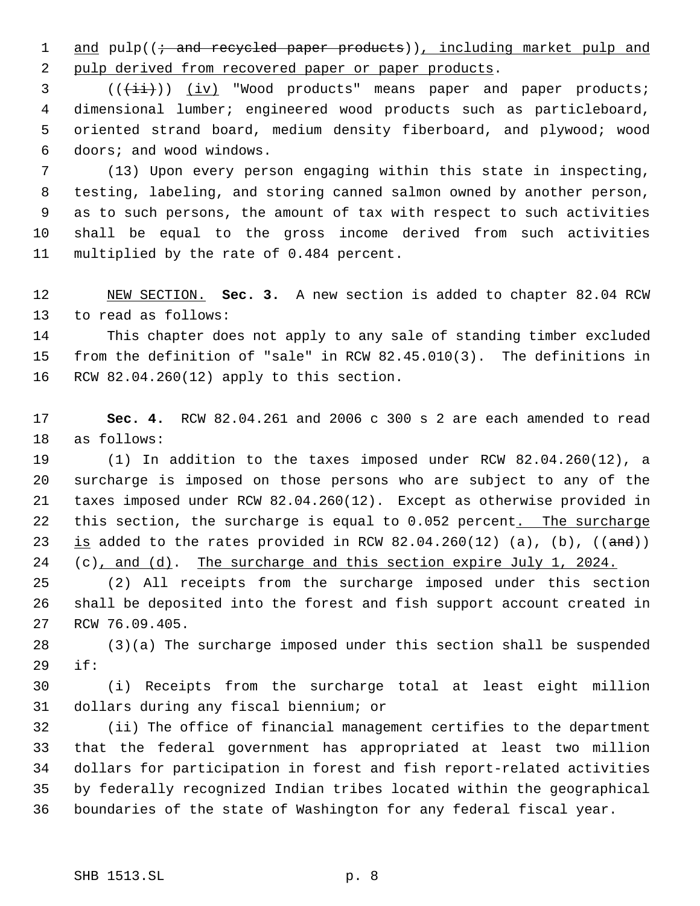and pulp((; and recycled paper products)), including market pulp and pulp derived from recovered paper or paper products.

(((ii))) (iv) "Wood products" means paper and paper products; dimensional lumber; engineered wood products such as particleboard, oriented strand board, medium density fiberboard, and plywood; wood doors; and wood windows.

(13) Upon every person engaging within this state in inspecting, testing, labeling, and storing canned salmon owned by another person, as to such persons, the amount of tax with respect to such activities shall be equal to the gross income derived from such activities multiplied by the rate of 0.484 percent.

NEW SECTION. **Sec. 3.** A new section is added to chapter 82.04 RCW to read as follows:

This chapter does not apply to any sale of standing timber excluded from the definition of "sale" in RCW 82.45.010(3). The definitions in RCW 82.04.260(12) apply to this section.

**Sec. 4.** RCW 82.04.261 and 2006 c 300 s 2 are each amended to read as follows:

(1) In addition to the taxes imposed under RCW 82.04.260(12), a surcharge is imposed on those persons who are subject to any of the taxes imposed under RCW 82.04.260(12). Except as otherwise provided in this section, the surcharge is equal to 0.052 percent. The surcharge is added to the rates provided in RCW 82.04.260(12) (a), (b), ((and)) (c), and (d). The surcharge and this section expire July 1, 2024.

(2) All receipts from the surcharge imposed under this section shall be deposited into the forest and fish support account created in RCW 76.09.405.

(3)(a) The surcharge imposed under this section shall be suspended if:

(i) Receipts from the surcharge total at least eight million dollars during any fiscal biennium; or

(ii) The office of financial management certifies to the department that the federal government has appropriated at least two million dollars for participation in forest and fish report-related activities by federally recognized Indian tribes located within the geographical boundaries of the state of Washington for any federal fiscal year.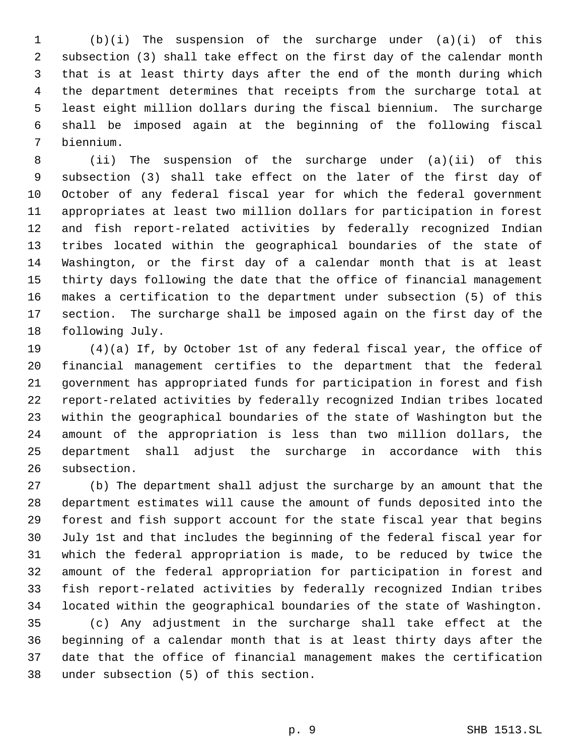(b)(i) The suspension of the surcharge under (a)(i) of this subsection (3) shall take effect on the first day of the calendar month that is at least thirty days after the end of the month during which the department determines that receipts from the surcharge total at least eight million dollars during the fiscal biennium. The surcharge shall be imposed again at the beginning of the following fiscal biennium.

(ii) The suspension of the surcharge under (a)(ii) of this subsection (3) shall take effect on the later of the first day of October of any federal fiscal year for which the federal government appropriates at least two million dollars for participation in forest and fish report-related activities by federally recognized Indian tribes located within the geographical boundaries of the state of Washington, or the first day of a calendar month that is at least thirty days following the date that the office of financial management makes a certification to the department under subsection (5) of this section. The surcharge shall be imposed again on the first day of the following July.

(4)(a) If, by October 1st of any federal fiscal year, the office of financial management certifies to the department that the federal government has appropriated funds for participation in forest and fish report-related activities by federally recognized Indian tribes located within the geographical boundaries of the state of Washington but the amount of the appropriation is less than two million dollars, the department shall adjust the surcharge in accordance with this subsection.

(b) The department shall adjust the surcharge by an amount that the department estimates will cause the amount of funds deposited into the forest and fish support account for the state fiscal year that begins July 1st and that includes the beginning of the federal fiscal year for which the federal appropriation is made, to be reduced by twice the amount of the federal appropriation for participation in forest and fish report-related activities by federally recognized Indian tribes located within the geographical boundaries of the state of Washington.

(c) Any adjustment in the surcharge shall take effect at the beginning of a calendar month that is at least thirty days after the date that the office of financial management makes the certification under subsection (5) of this section.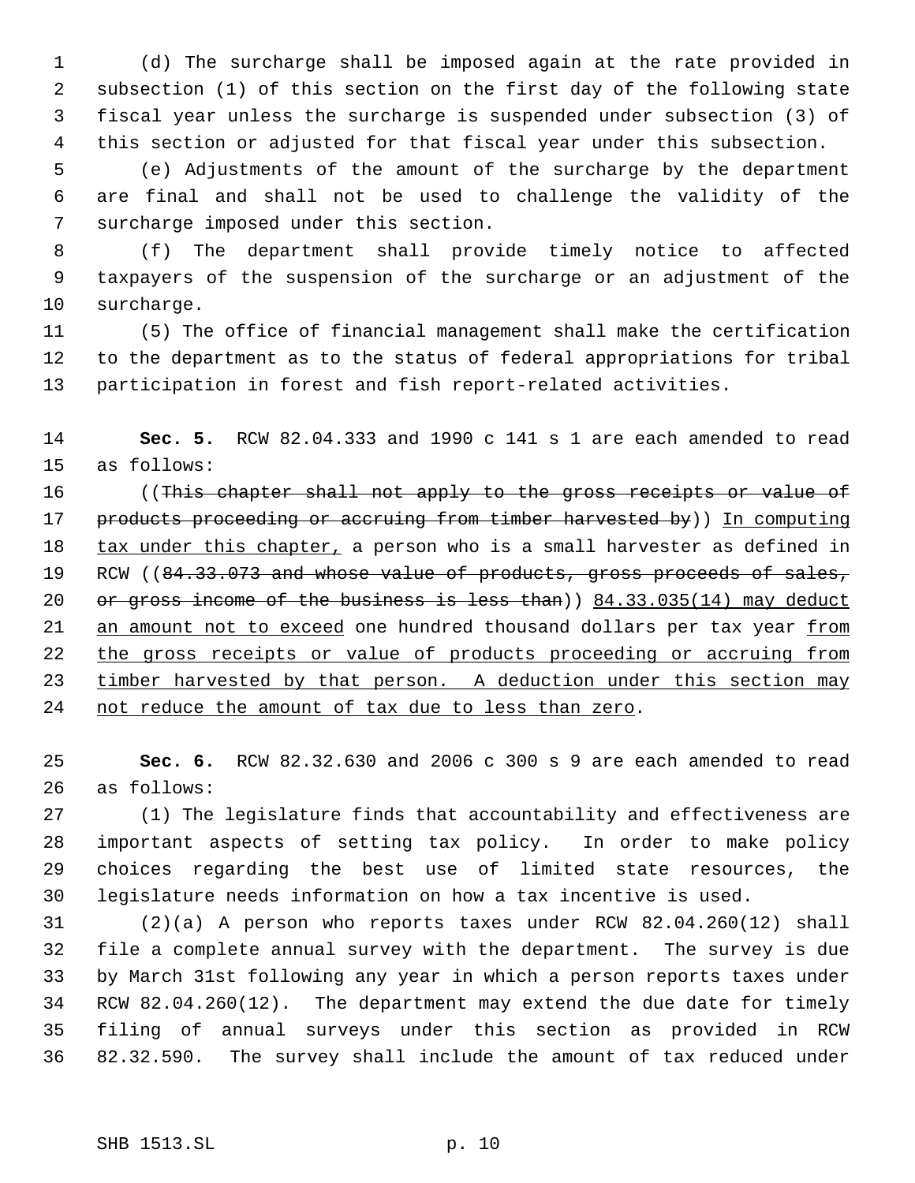(d) The surcharge shall be imposed again at the rate provided in subsection (1) of this section on the first day of the following state fiscal year unless the surcharge is suspended under subsection (3) of this section or adjusted for that fiscal year under this subsection.

(e) Adjustments of the amount of the surcharge by the department are final and shall not be used to challenge the validity of the surcharge imposed under this section.

(f) The department shall provide timely notice to affected taxpayers of the suspension of the surcharge or an adjustment of the surcharge.

(5) The office of financial management shall make the certification to the department as to the status of federal appropriations for tribal participation in forest and fish report-related activities.

**Sec. 5.** RCW 82.04.333 and 1990 c 141 s 1 are each amended to read as follows:

((~~This chapter shall not apply to the gross receipts or value of products proceeding or accruing from timber harvested by~~)) In computing tax under this chapter, a person who is a small harvester as defined in RCW ((~~84.33.073 and whose value of products, gross proceeds of sales, or gross income of the business is less than~~)) 84.33.035(14) may deduct an amount not to exceed one hundred thousand dollars per tax year from the gross receipts or value of products proceeding or accruing from timber harvested by that person. A deduction under this section may not reduce the amount of tax due to less than zero.

**Sec. 6.** RCW 82.32.630 and 2006 c 300 s 9 are each amended to read as follows:

(1) The legislature finds that accountability and effectiveness are important aspects of setting tax policy. In order to make policy choices regarding the best use of limited state resources, the legislature needs information on how a tax incentive is used.

(2)(a) A person who reports taxes under RCW 82.04.260(12) shall file a complete annual survey with the department. The survey is due by March 31st following any year in which a person reports taxes under RCW 82.04.260(12). The department may extend the due date for timely filing of annual surveys under this section as provided in RCW 82.32.590. The survey shall include the amount of tax reduced under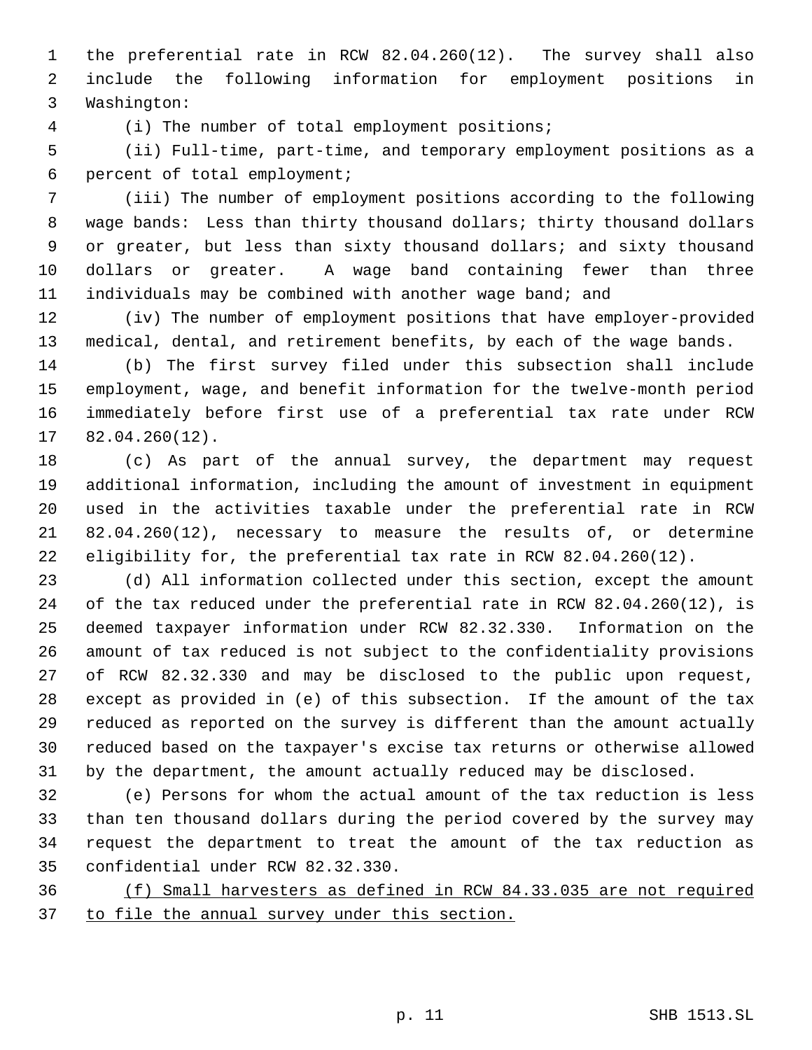the preferential rate in RCW 82.04.260(12). The survey shall also include the following information for employment positions in Washington:

(i) The number of total employment positions;

(ii) Full-time, part-time, and temporary employment positions as a percent of total employment;

(iii) The number of employment positions according to the following wage bands: Less than thirty thousand dollars; thirty thousand dollars or greater, but less than sixty thousand dollars; and sixty thousand dollars or greater. A wage band containing fewer than three individuals may be combined with another wage band; and

(iv) The number of employment positions that have employer-provided medical, dental, and retirement benefits, by each of the wage bands.

(b) The first survey filed under this subsection shall include employment, wage, and benefit information for the twelve-month period immediately before first use of a preferential tax rate under RCW 82.04.260(12).

(c) As part of the annual survey, the department may request additional information, including the amount of investment in equipment used in the activities taxable under the preferential rate in RCW 82.04.260(12), necessary to measure the results of, or determine eligibility for, the preferential tax rate in RCW 82.04.260(12).

(d) All information collected under this section, except the amount of the tax reduced under the preferential rate in RCW 82.04.260(12), is deemed taxpayer information under RCW 82.32.330. Information on the amount of tax reduced is not subject to the confidentiality provisions of RCW 82.32.330 and may be disclosed to the public upon request, except as provided in (e) of this subsection. If the amount of the tax reduced as reported on the survey is different than the amount actually reduced based on the taxpayer's excise tax returns or otherwise allowed by the department, the amount actually reduced may be disclosed.

(e) Persons for whom the actual amount of the tax reduction is less than ten thousand dollars during the period covered by the survey may request the department to treat the amount of the tax reduction as confidential under RCW 82.32.330.

(f) Small harvesters as defined in RCW 84.33.035 are not required to file the annual survey under this section.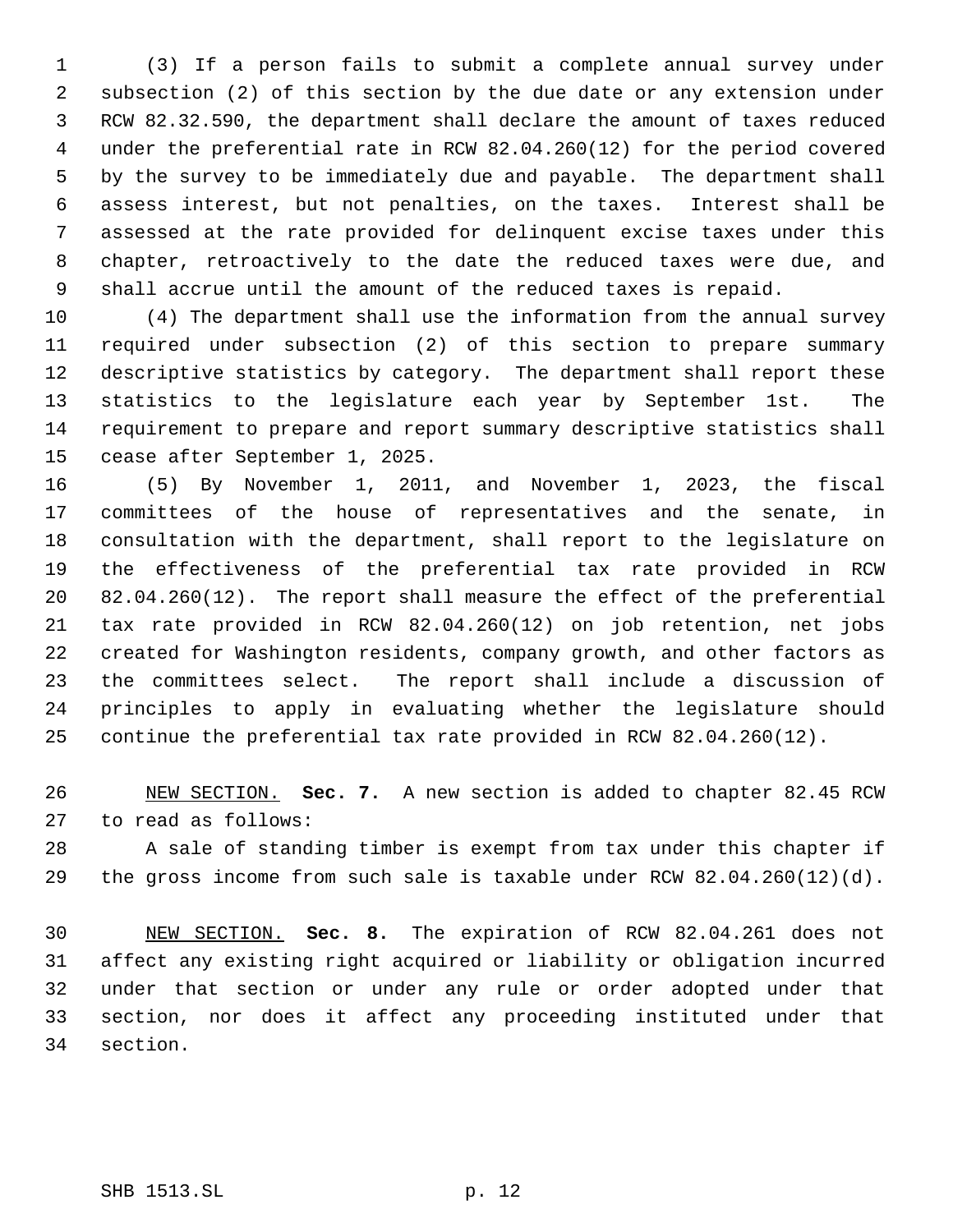(3) If a person fails to submit a complete annual survey under subsection (2) of this section by the due date or any extension under RCW 82.32.590, the department shall declare the amount of taxes reduced under the preferential rate in RCW 82.04.260(12) for the period covered by the survey to be immediately due and payable. The department shall assess interest, but not penalties, on the taxes. Interest shall be assessed at the rate provided for delinquent excise taxes under this chapter, retroactively to the date the reduced taxes were due, and shall accrue until the amount of the reduced taxes is repaid.

(4) The department shall use the information from the annual survey required under subsection (2) of this section to prepare summary descriptive statistics by category. The department shall report these statistics to the legislature each year by September 1st. The requirement to prepare and report summary descriptive statistics shall cease after September 1, 2025.

(5) By November 1, 2011, and November 1, 2023, the fiscal committees of the house of representatives and the senate, in consultation with the department, shall report to the legislature on the effectiveness of the preferential tax rate provided in RCW 82.04.260(12). The report shall measure the effect of the preferential tax rate provided in RCW 82.04.260(12) on job retention, net jobs created for Washington residents, company growth, and other factors as the committees select. The report shall include a discussion of principles to apply in evaluating whether the legislature should continue the preferential tax rate provided in RCW 82.04.260(12).

NEW SECTION. **Sec. 7.** A new section is added to chapter 82.45 RCW to read as follows:

A sale of standing timber is exempt from tax under this chapter if the gross income from such sale is taxable under RCW 82.04.260(12)(d).

NEW SECTION. **Sec. 8.** The expiration of RCW 82.04.261 does not affect any existing right acquired or liability or obligation incurred under that section or under any rule or order adopted under that section, nor does it affect any proceeding instituted under that section.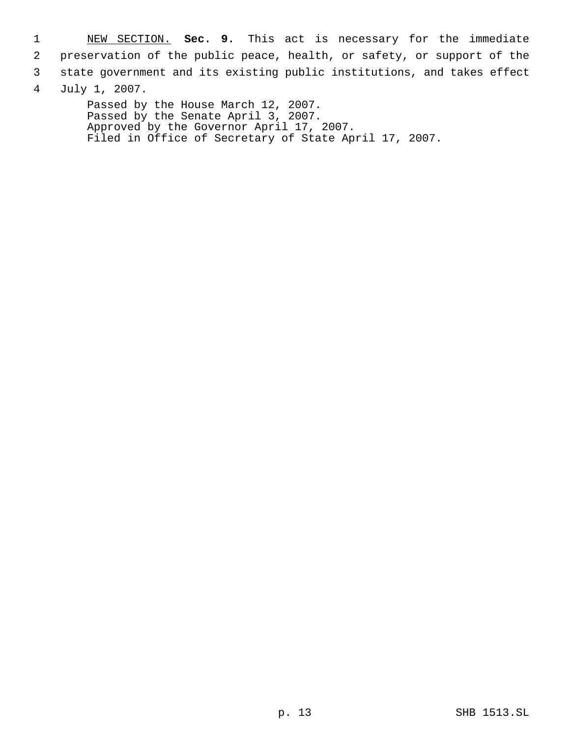NEW SECTION. **Sec. 9.** This act is necessary for the immediate preservation of the public peace, health, or safety, or support of the state government and its existing public institutions, and takes effect July 1, 2007.

Passed by the House March 12, 2007.
Passed by the Senate April 3, 2007.
Approved by the Governor April 17, 2007.
Filed in Office of Secretary of State April 17, 2007.